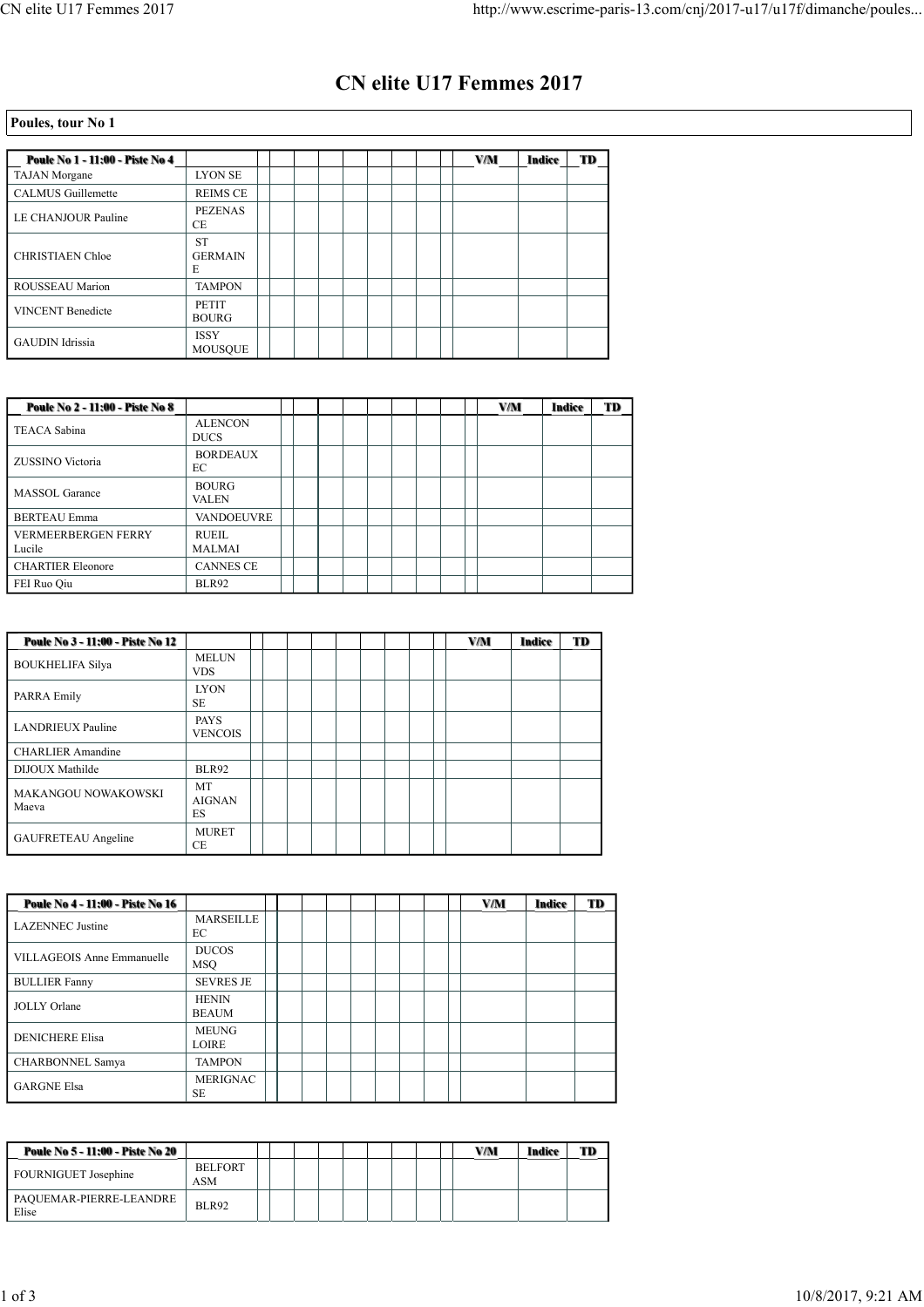# CN elite U17 Femmes 2017

## Poules, tour No 1

| Poule No 1 - 11:00 - Piste No 4 | | | | | | | | | | | V/M | Indice | TD |
|---|---|---|---|---|---|---|---|---|---|---|---|---|---|
| TAJAN Morgane | LYON SE | | | | | | | | | | | | |
| CALMUS Guillemette | REIMS CE | | | | | | | | | | | | |
| LE CHANJOUR Pauline | PEZENAS CE | | | | | | | | | | | | |
| CHRISTIAEN Chloe | ST GERMAIN E | | | | | | | | | | | | |
| ROUSSEAU Marion | TAMPON | | | | | | | | | | | | |
| VINCENT Benedicte | PETIT BOURG | | | | | | | | | | | | |
| GAUDIN Idrissia | ISSY MOUSQUE | | | | | | | | | | | | |

| Poule No 2 - 11:00 - Piste No 8 | | | | | | | | | | | V/M | Indice | TD |
|---|---|---|---|---|---|---|---|---|---|---|---|---|---|
| TEACA Sabina | ALENCON DUCS | | | | | | | | | | | | |
| ZUSSINO Victoria | BORDEAUX EC | | | | | | | | | | | | |
| MASSOL Garance | BOURG VALEN | | | | | | | | | | | | |
| BERTEAU Emma | VANDOEUVRE | | | | | | | | | | | | |
| VERMEERBERGEN FERRY Lucile | RUEIL MALMAI | | | | | | | | | | | | |
| CHARTIER Eleonore | CANNES CE | | | | | | | | | | | | |
| FEI Ruo Qiu | BLR92 | | | | | | | | | | | | |

| Poule No 3 - 11:00 - Piste No 12 | | | | | | | | | | | V/M | Indice | TD |
|---|---|---|---|---|---|---|---|---|---|---|---|---|---|
| BOUKHELIFA Silya | MELUN VDS | | | | | | | | | | | | |
| PARRA Emily | LYON SE | | | | | | | | | | | | |
| LANDRIEUX Pauline | PAYS VENCOIS | | | | | | | | | | | | |
| CHARLIER Amandine | | | | | | | | | | | | | |
| DIJOUX Mathilde | BLR92 | | | | | | | | | | | | |
| MAKANGOU NOWAKOWSKI Maeva | MT AIGNAN ES | | | | | | | | | | | | |
| GAUFRETEAU Angeline | MURET CE | | | | | | | | | | | | |

| Poule No 4 - 11:00 - Piste No 16 | | | | | | | | | | | V/M | Indice | TD |
|---|---|---|---|---|---|---|---|---|---|---|---|---|---|
| LAZENNEC Justine | MARSEILLE EC | | | | | | | | | | | | |
| VILLAGEOIS Anne Emmanuelle | DUCOS MSQ | | | | | | | | | | | | |
| BULLIER Fanny | SEVRES JE | | | | | | | | | | | | |
| JOLLY Orlane | HENIN BEAUM | | | | | | | | | | | | |
| DENICHERE Elisa | MEUNG LOIRE | | | | | | | | | | | | |
| CHARBONNEL Samya | TAMPON | | | | | | | | | | | | |
| GARGNE Elsa | MERIGNAC SE | | | | | | | | | | | | |

| Poule No 5 - 11:00 - Piste No 20 | | | | | | | | | | | V/M | Indice | TD |
|---|---|---|---|---|---|---|---|---|---|---|---|---|---|
| FOURNIGUET Josephine | BELFORT ASM | | | | | | | | | | | | |
| PAQUEMAR-PIERRE-LEANDRE Elise | BLR92 | | | | | | | | | | | | |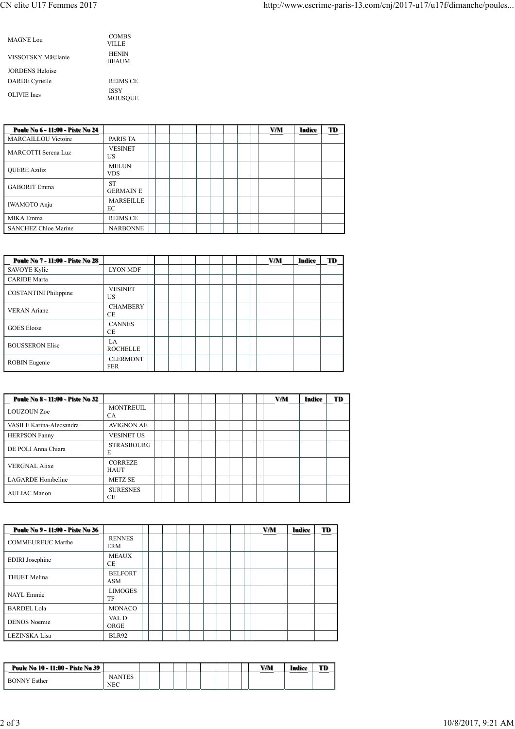| | |
|---|---|
| MAGNE Lou | COMBS VILLE |
| VISSOTSKY MÃ©lanie | HENIN BEAUM |
| JORDENS Heloise | |
| DARDE Cyrielle | REIMS CE |
| OLIVIE Ines | ISSY MOUSQUE |

| Poule No 6 - 11:00 - Piste No 24 | | | | | | | | | | | | V/M | Indice | TD |
|---|---|---|---|---|---|---|---|---|---|---|---|---|---|---|
| MARCAILLOU Victoire | PARIS TA | | | | | | | | | | | | | |
| MARCOTTI Serena Luz | VESINET US | | | | | | | | | | | | | |
| QUERE Aziliz | MELUN VDS | | | | | | | | | | | | | |
| GABORIT Emma | ST GERMAIN E | | | | | | | | | | | | | |
| IWAMOTO Anju | MARSEILLE EC | | | | | | | | | | | | | |
| MIKA Emma | REIMS CE | | | | | | | | | | | | | |
| SANCHEZ Chloe Marine | NARBONNE | | | | | | | | | | | | | |

| Poule No 7 - 11:00 - Piste No 28 | | | | | | | | | | | | V/M | Indice | TD |
|---|---|---|---|---|---|---|---|---|---|---|---|---|---|---|
| SAVOYE Kylie | LYON MDF | | | | | | | | | | | | | |
| CARIDE Marta | | | | | | | | | | | | | | |
| COSTANTINI Philippine | VESINET US | | | | | | | | | | | | | |
| VERAN Ariane | CHAMBERY CE | | | | | | | | | | | | | |
| GOES Eloise | CANNES CE | | | | | | | | | | | | | |
| BOUSSERON Elise | LA ROCHELLE | | | | | | | | | | | | | |
| ROBIN Eugenie | CLERMONT FER | | | | | | | | | | | | | |

| Poule No 8 - 11:00 - Piste No 32 | | | | | | | | | | | | V/M | Indice | TD |
|---|---|---|---|---|---|---|---|---|---|---|---|---|---|---|
| LOUZOUN Zoe | MONTREUIL CA | | | | | | | | | | | | | |
| VASILE Karina-Alecsandra | AVIGNON AE | | | | | | | | | | | | | |
| HERPSON Fanny | VESINET US | | | | | | | | | | | | | |
| DE POLI Anna Chiara | STRASBOURG E | | | | | | | | | | | | | |
| VERGNAL Alixe | CORREZE HAUT | | | | | | | | | | | | | |
| LAGARDE Hombeline | METZ SE | | | | | | | | | | | | | |
| AULIAC Manon | SURESNES CE | | | | | | | | | | | | | |

| Poule No 9 - 11:00 - Piste No 36 | | | | | | | | | | | | V/M | Indice | TD |
|---|---|---|---|---|---|---|---|---|---|---|---|---|---|---|
| COMMEUREUC Marthe | RENNES ERM | | | | | | | | | | | | | |
| EDIRI Josephine | MEAUX CE | | | | | | | | | | | | | |
| THUET Melina | BELFORT ASM | | | | | | | | | | | | | |
| NAYL Emmie | LIMOGES TF | | | | | | | | | | | | | |
| BARDEL Lola | MONACO | | | | | | | | | | | | | |
| DENOS Noemie | VAL D ORGE | | | | | | | | | | | | | |
| LEZINSKA Lisa | BLR92 | | | | | | | | | | | | | |

| Poule No 10 - 11:00 - Piste No 39 | | | | | | | | | | | | V/M | Indice | TD |
|---|---|---|---|---|---|---|---|---|---|---|---|---|---|---|
| BONNY Esther | NANTES NEC | | | | | | | | | | | | | |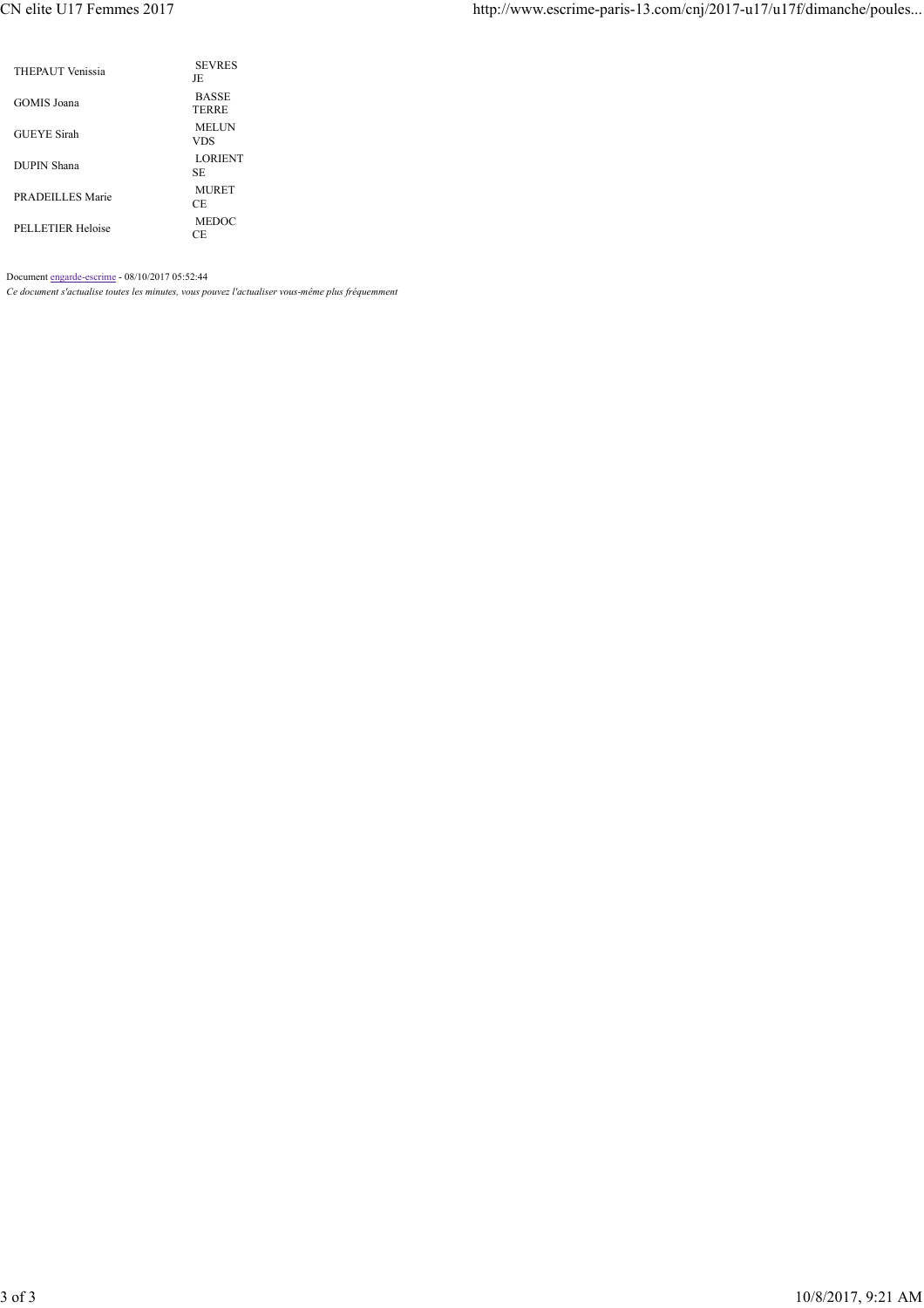| | |
|---|---|
| THEPAUT Venissia | SEVRES JE |
| GOMIS Joana | BASSE TERRE |
| GUEYE Sirah | MELUN VDS |
| DUPIN Shana | LORIENT SE |
| PRADEILLES Marie | MURET CE |
| PELLETIER Heloise | MEDOC CE |

Document engarde-escrime - 08/10/2017 05:52:44

*Ce document s'actualise toutes les minutes, vous pouvez l'actualiser vous-même plus fréquemment*